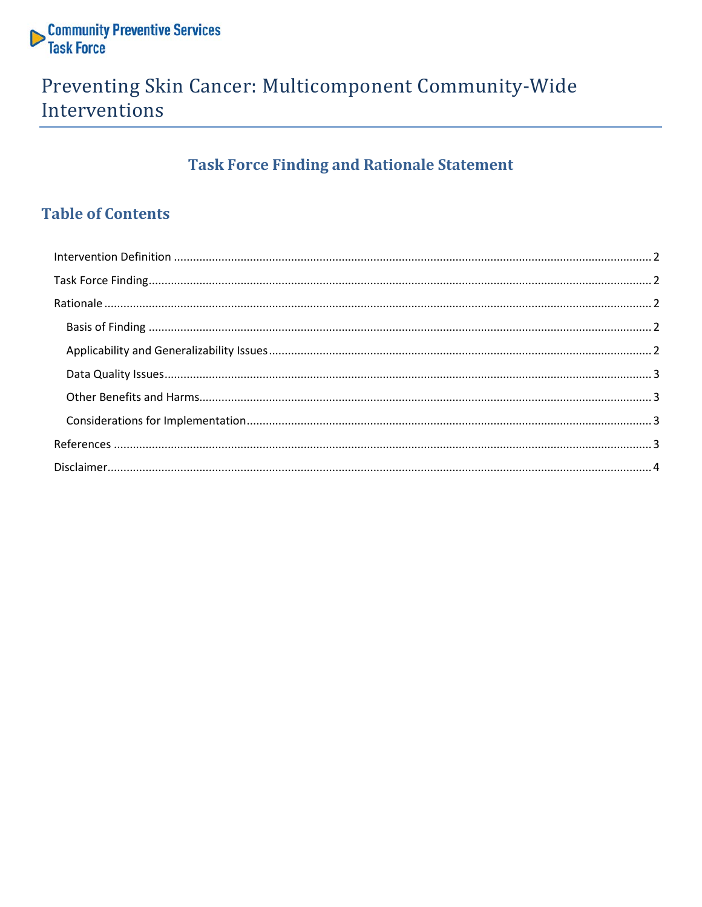Community Preventive Services Task Force

# Preventing Skin Cancer: Multicomponent Community-Wide Interventions

## Task Force Finding and Rationale Statement

## Table of Contents

- Intervention Definition ........ 2
- Task Force Finding ........ 2
- Rationale ........ 2
  - Basis of Finding ........ 2
  - Applicability and Generalizability Issues ........ 2
  - Data Quality Issues ........ 3
  - Other Benefits and Harms ........ 3
  - Considerations for Implementation ........ 3
- References ........ 3
- Disclaimer ........ 4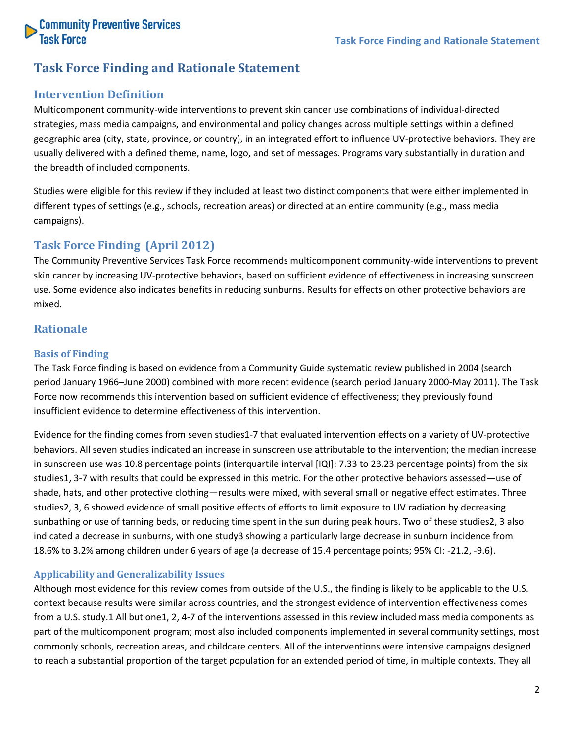# Task Force Finding and Rationale Statement

## Intervention Definition

Multicomponent community-wide interventions to prevent skin cancer use combinations of individual-directed strategies, mass media campaigns, and environmental and policy changes across multiple settings within a defined geographic area (city, state, province, or country), in an integrated effort to influence UV-protective behaviors. They are usually delivered with a defined theme, name, logo, and set of messages. Programs vary substantially in duration and the breadth of included components.

Studies were eligible for this review if they included at least two distinct components that were either implemented in different types of settings (e.g., schools, recreation areas) or directed at an entire community (e.g., mass media campaigns).

## Task Force Finding (April 2012)

The Community Preventive Services Task Force recommends multicomponent community-wide interventions to prevent skin cancer by increasing UV-protective behaviors, based on sufficient evidence of effectiveness in increasing sunscreen use. Some evidence also indicates benefits in reducing sunburns. Results for effects on other protective behaviors are mixed.

## Rationale

### Basis of Finding

The Task Force finding is based on evidence from a Community Guide systematic review published in 2004 (search period January 1966–June 2000) combined with more recent evidence (search period January 2000-May 2011). The Task Force now recommends this intervention based on sufficient evidence of effectiveness; they previously found insufficient evidence to determine effectiveness of this intervention.

Evidence for the finding comes from seven studies[1-7] that evaluated intervention effects on a variety of UV-protective behaviors. All seven studies indicated an increase in sunscreen use attributable to the intervention; the median increase in sunscreen use was 10.8 percentage points (interquartile interval [IQI]: 7.33 to 23.23 percentage points) from the six studies[1, 3-7] with results that could be expressed in this metric. For the other protective behaviors assessed—use of shade, hats, and other protective clothing—results were mixed, with several small or negative effect estimates. Three studies[2, 3, 6] showed evidence of small positive effects of efforts to limit exposure to UV radiation by decreasing sunbathing or use of tanning beds, or reducing time spent in the sun during peak hours. Two of these studies[2, 3] also indicated a decrease in sunburns, with one study[3] showing a particularly large decrease in sunburn incidence from 18.6% to 3.2% among children under 6 years of age (a decrease of 15.4 percentage points; 95% CI: -21.2, -9.6).

### Applicability and Generalizability Issues

Although most evidence for this review comes from outside of the U.S., the finding is likely to be applicable to the U.S. context because results were similar across countries, and the strongest evidence of intervention effectiveness comes from a U.S. study.[1] All but one[1, 2, 4-7] of the interventions assessed in this review included mass media components as part of the multicomponent program; most also included components implemented in several community settings, most commonly schools, recreation areas, and childcare centers. All of the interventions were intensive campaigns designed to reach a substantial proportion of the target population for an extended period of time, in multiple contexts. They all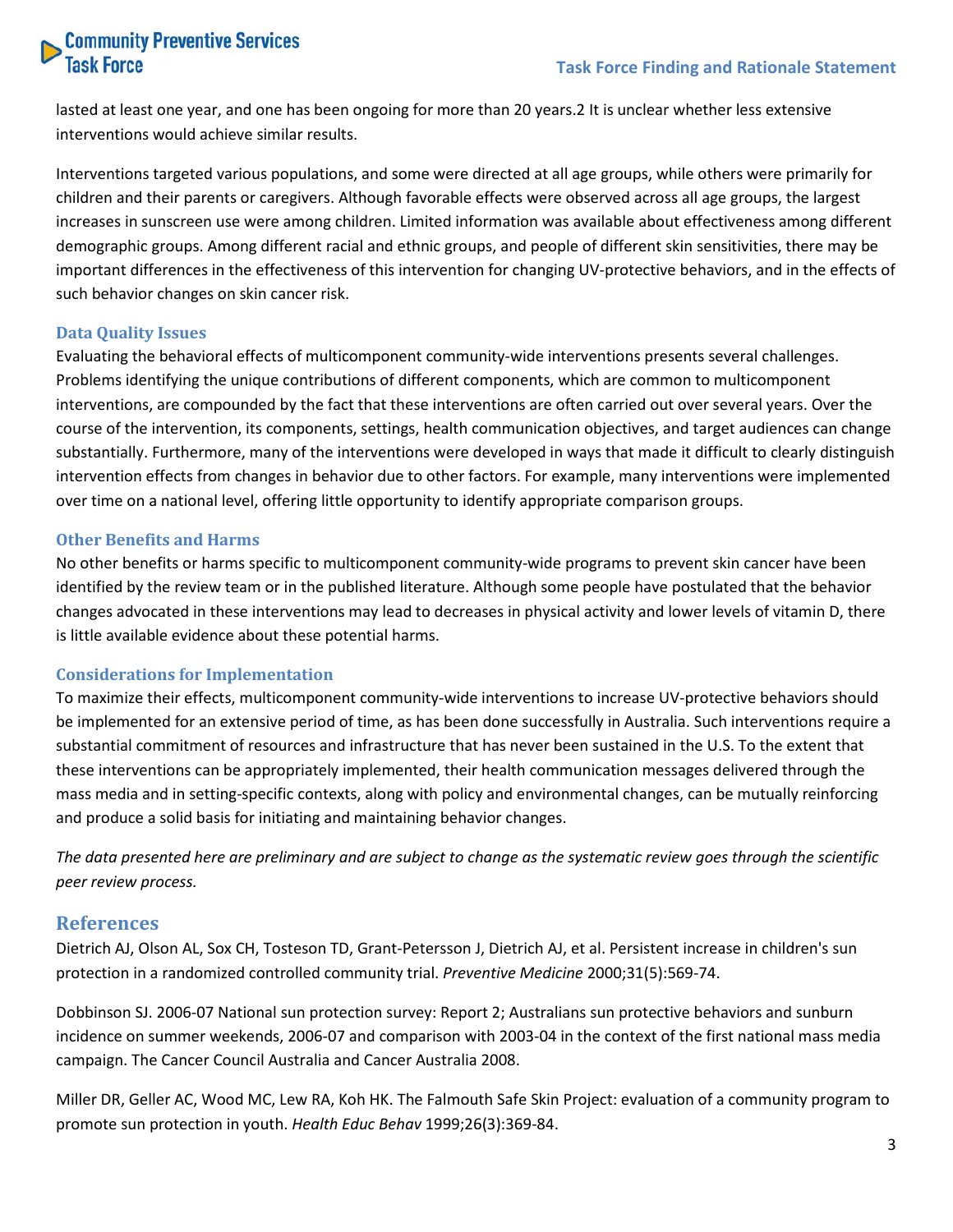lasted at least one year, and one has been ongoing for more than 20 years.2 It is unclear whether less extensive interventions would achieve similar results.

Interventions targeted various populations, and some were directed at all age groups, while others were primarily for children and their parents or caregivers. Although favorable effects were observed across all age groups, the largest increases in sunscreen use were among children. Limited information was available about effectiveness among different demographic groups. Among different racial and ethnic groups, and people of different skin sensitivities, there may be important differences in the effectiveness of this intervention for changing UV-protective behaviors, and in the effects of such behavior changes on skin cancer risk.

### Data Quality Issues

Evaluating the behavioral effects of multicomponent community-wide interventions presents several challenges. Problems identifying the unique contributions of different components, which are common to multicomponent interventions, are compounded by the fact that these interventions are often carried out over several years. Over the course of the intervention, its components, settings, health communication objectives, and target audiences can change substantially. Furthermore, many of the interventions were developed in ways that made it difficult to clearly distinguish intervention effects from changes in behavior due to other factors. For example, many interventions were implemented over time on a national level, offering little opportunity to identify appropriate comparison groups.

### Other Benefits and Harms

No other benefits or harms specific to multicomponent community-wide programs to prevent skin cancer have been identified by the review team or in the published literature. Although some people have postulated that the behavior changes advocated in these interventions may lead to decreases in physical activity and lower levels of vitamin D, there is little available evidence about these potential harms.

### Considerations for Implementation

To maximize their effects, multicomponent community-wide interventions to increase UV-protective behaviors should be implemented for an extensive period of time, as has been done successfully in Australia. Such interventions require a substantial commitment of resources and infrastructure that has never been sustained in the U.S. To the extent that these interventions can be appropriately implemented, their health communication messages delivered through the mass media and in setting-specific contexts, along with policy and environmental changes, can be mutually reinforcing and produce a solid basis for initiating and maintaining behavior changes.

*The data presented here are preliminary and are subject to change as the systematic review goes through the scientific peer review process.*

## References

Dietrich AJ, Olson AL, Sox CH, Tosteson TD, Grant-Petersson J, Dietrich AJ, et al. Persistent increase in children's sun protection in a randomized controlled community trial. *Preventive Medicine* 2000;31(5):569-74.

Dobbinson SJ. 2006-07 National sun protection survey: Report 2; Australians sun protective behaviors and sunburn incidence on summer weekends, 2006-07 and comparison with 2003-04 in the context of the first national mass media campaign. The Cancer Council Australia and Cancer Australia 2008.

Miller DR, Geller AC, Wood MC, Lew RA, Koh HK. The Falmouth Safe Skin Project: evaluation of a community program to promote sun protection in youth. *Health Educ Behav* 1999;26(3):369-84.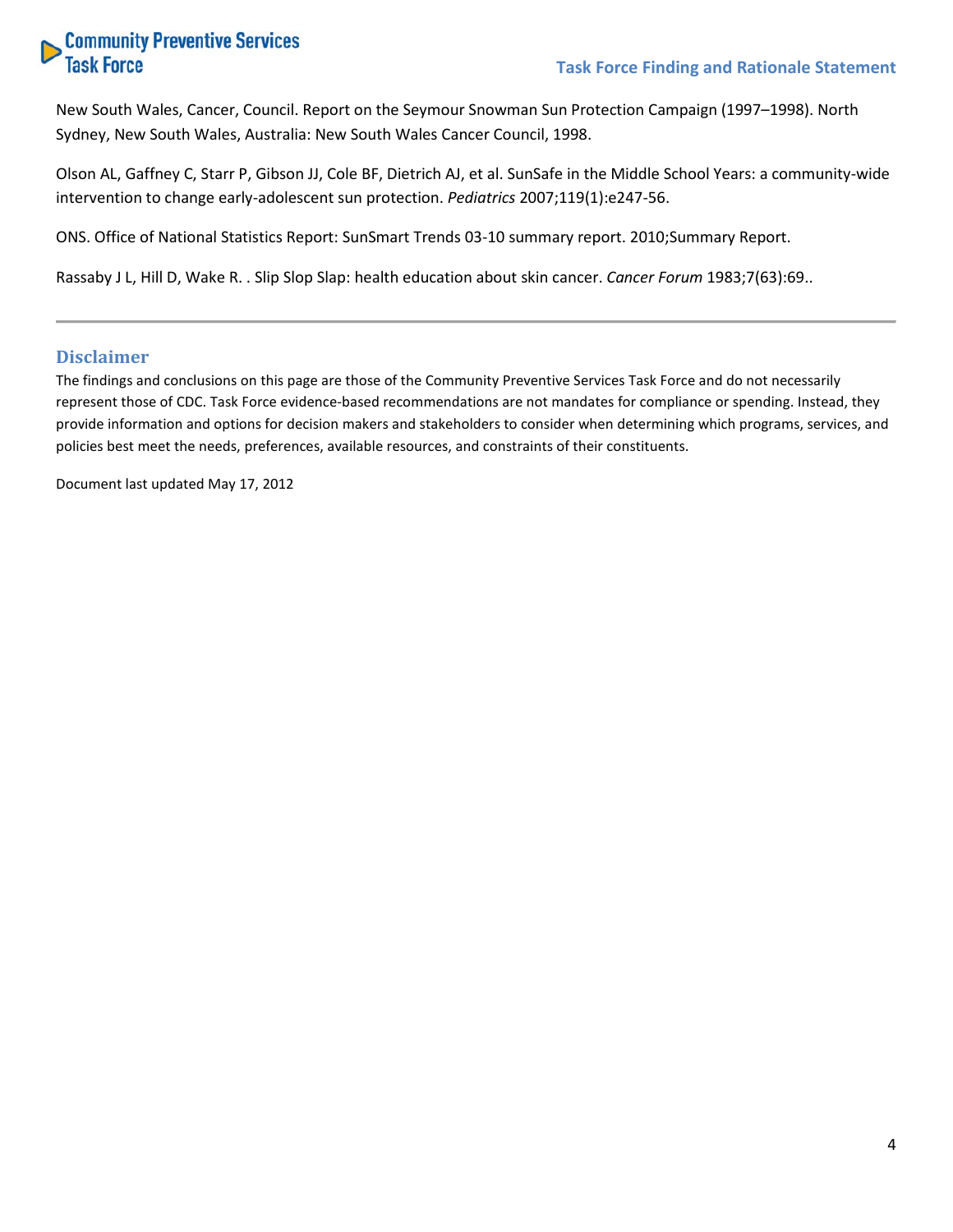New South Wales, Cancer, Council. Report on the Seymour Snowman Sun Protection Campaign (1997–1998). North Sydney, New South Wales, Australia: New South Wales Cancer Council, 1998.

Olson AL, Gaffney C, Starr P, Gibson JJ, Cole BF, Dietrich AJ, et al. SunSafe in the Middle School Years: a community-wide intervention to change early-adolescent sun protection. *Pediatrics* 2007;119(1):e247-56.

ONS. Office of National Statistics Report: SunSmart Trends 03-10 summary report. 2010;Summary Report.

Rassaby J L, Hill D, Wake R. . Slip Slop Slap: health education about skin cancer. *Cancer Forum* 1983;7(63):69..

---

## Disclaimer

The findings and conclusions on this page are those of the Community Preventive Services Task Force and do not necessarily represent those of CDC. Task Force evidence-based recommendations are not mandates for compliance or spending. Instead, they provide information and options for decision makers and stakeholders to consider when determining which programs, services, and policies best meet the needs, preferences, available resources, and constraints of their constituents.

Document last updated May 17, 2012